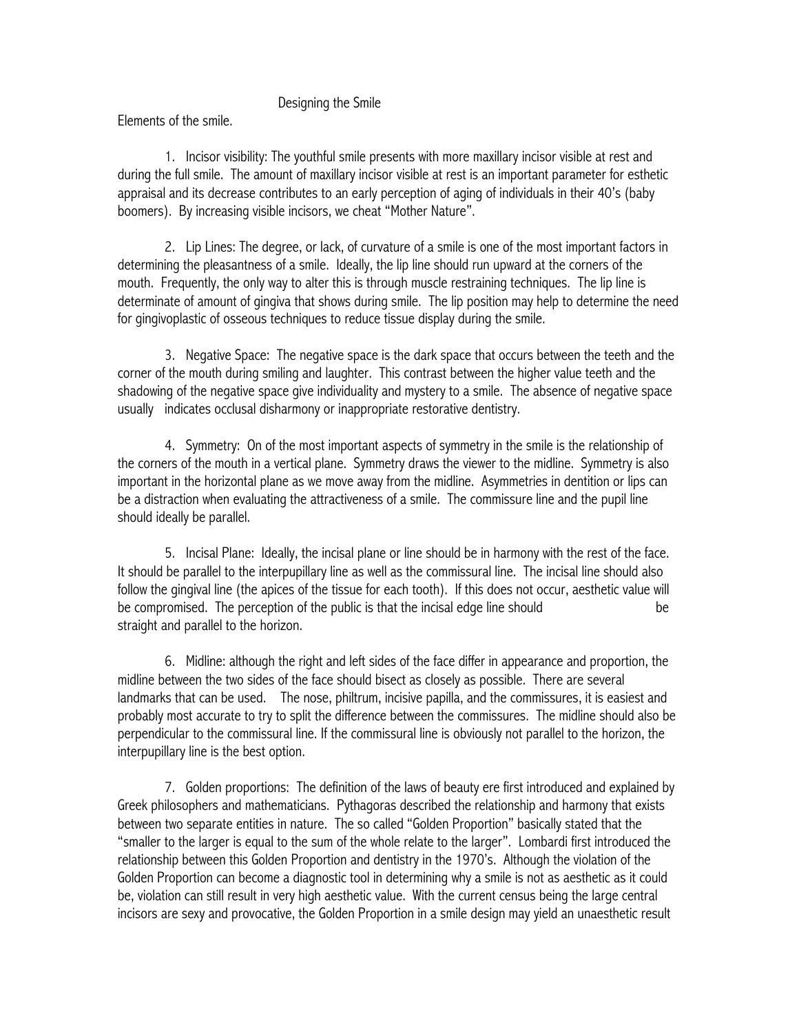# Designing the Smile

Elements of the smile.

1. Incisor visibility: The youthful smile presents with more maxillary incisor visible at rest and during the full smile. The amount of maxillary incisor visible at rest is an important parameter for esthetic appraisal and its decrease contributes to an early perception of aging of individuals in their 40's (baby boomers). By increasing visible incisors, we cheat "Mother Nature".

2. Lip Lines: The degree, or lack, of curvature of a smile is one of the most important factors in determining the pleasantness of a smile. Ideally, the lip line should run upward at the corners of the mouth. Frequently, the only way to alter this is through muscle restraining techniques. The lip line is determinate of amount of gingiva that shows during smile. The lip position may help to determine the need for gingivoplastic of osseous techniques to reduce tissue display during the smile.

3. Negative Space: The negative space is the dark space that occurs between the teeth and the corner of the mouth during smiling and laughter. This contrast between the higher value teeth and the shadowing of the negative space give individuality and mystery to a smile. The absence of negative space usually indicates occlusal disharmony or inappropriate restorative dentistry.

4. Symmetry: On of the most important aspects of symmetry in the smile is the relationship of the corners of the mouth in a vertical plane. Symmetry draws the viewer to the midline. Symmetry is also important in the horizontal plane as we move away from the midline. Asymmetries in dentition or lips can be a distraction when evaluating the attractiveness of a smile. The commissure line and the pupil line should ideally be parallel.

5. Incisal Plane: Ideally, the incisal plane or line should be in harmony with the rest of the face. It should be parallel to the interpupillary line as well as the commissural line. The incisal line should also follow the gingival line (the apices of the tissue for each tooth). If this does not occur, aesthetic value will be compromised. The perception of the public is that the incisal edge line should be straight and parallel to the horizon.

6. Midline: although the right and left sides of the face differ in appearance and proportion, the midline between the two sides of the face should bisect as closely as possible. There are several landmarks that can be used. The nose, philtrum, incisive papilla, and the commissures, it is easiest and probably most accurate to try to split the difference between the commissures. The midline should also be perpendicular to the commissural line. If the commissural line is obviously not parallel to the horizon, the interpupillary line is the best option.

7. Golden proportions: The definition of the laws of beauty ere first introduced and explained by Greek philosophers and mathematicians. Pythagoras described the relationship and harmony that exists between two separate entities in nature. The so called "Golden Proportion" basically stated that the "smaller to the larger is equal to the sum of the whole relate to the larger". Lombardi first introduced the relationship between this Golden Proportion and dentistry in the 1970's. Although the violation of the Golden Proportion can become a diagnostic tool in determining why a smile is not as aesthetic as it could be, violation can still result in very high aesthetic value. With the current census being the large central incisors are sexy and provocative, the Golden Proportion in a smile design may yield an unaesthetic result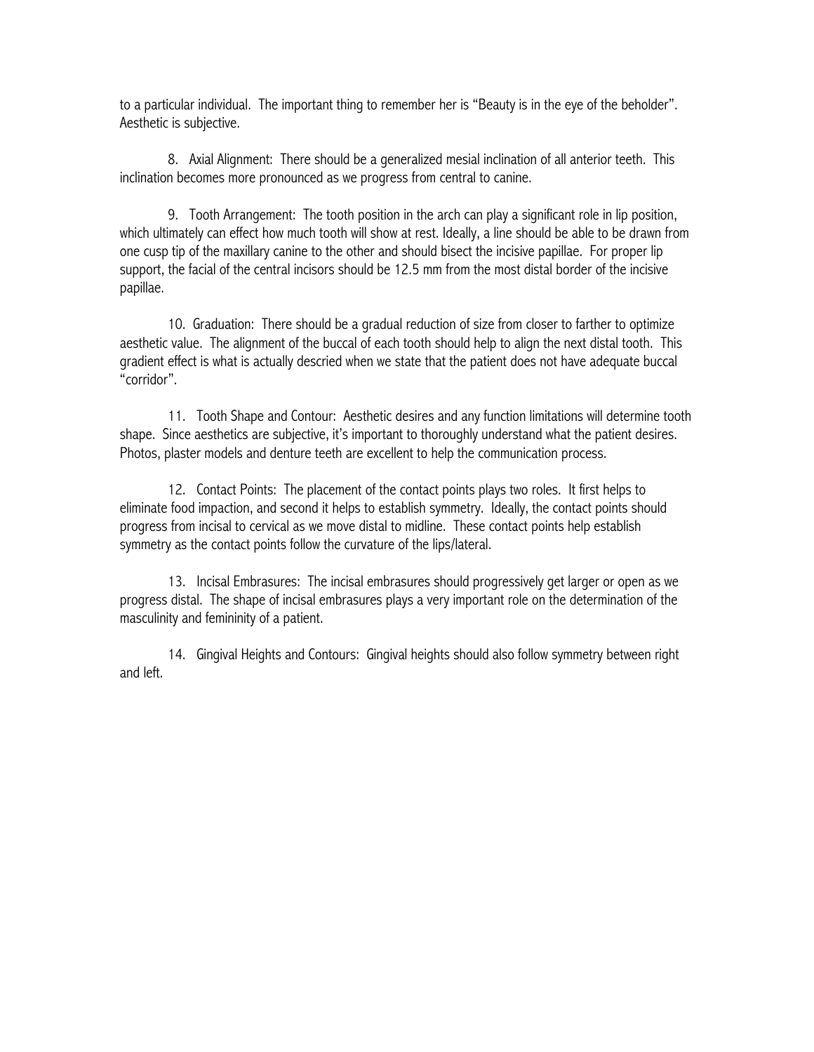to a particular individual. The important thing to remember her is "Beauty is in the eye of the beholder". Aesthetic is subjective.

8. Axial Alignment: There should be a generalized mesial inclination of all anterior teeth. This inclination becomes more pronounced as we progress from central to canine.

9. Tooth Arrangement: The tooth position in the arch can play a significant role in lip position, which ultimately can effect how much tooth will show at rest. Ideally, a line should be able to be drawn from one cusp tip of the maxillary canine to the other and should bisect the incisive papillae. For proper lip support, the facial of the central incisors should be 12.5 mm from the most distal border of the incisive papillae.

10. Graduation: There should be a gradual reduction of size from closer to farther to optimize aesthetic value. The alignment of the buccal of each tooth should help to align the next distal tooth. This gradient effect is what is actually descried when we state that the patient does not have adequate buccal "corridor".

11. Tooth Shape and Contour: Aesthetic desires and any function limitations will determine tooth shape. Since aesthetics are subjective, it's important to thoroughly understand what the patient desires. Photos, plaster models and denture teeth are excellent to help the communication process.

12. Contact Points: The placement of the contact points plays two roles. It first helps to eliminate food impaction, and second it helps to establish symmetry. Ideally, the contact points should progress from incisal to cervical as we move distal to midline. These contact points help establish symmetry as the contact points follow the curvature of the lips/lateral.

13. Incisal Embrasures: The incisal embrasures should progressively get larger or open as we progress distal. The shape of incisal embrasures plays a very important role on the determination of the masculinity and femininity of a patient.

14. Gingival Heights and Contours: Gingival heights should also follow symmetry between right and left.